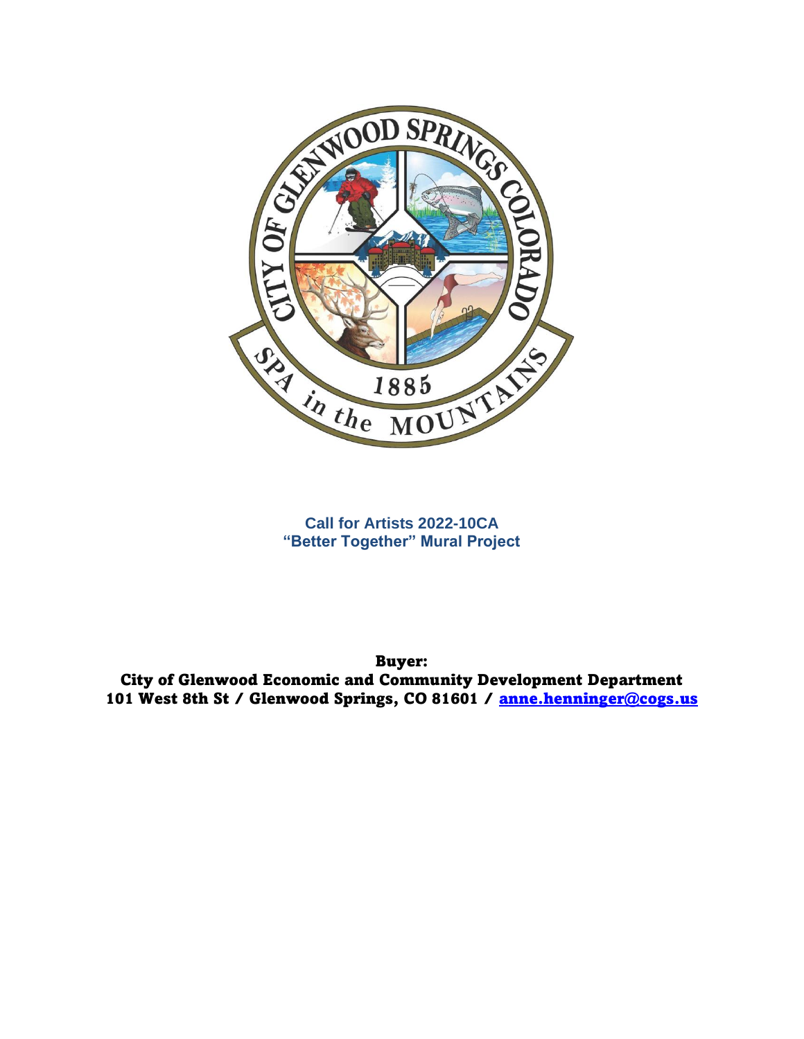**Call for Artists 2022-10CA**
**"Better Together" Mural Project**

**Buyer:**
**City of Glenwood Economic and Community Development Department**
**101 West 8th St / Glenwood Springs, CO 81601 / anne.henninger@cogs.us**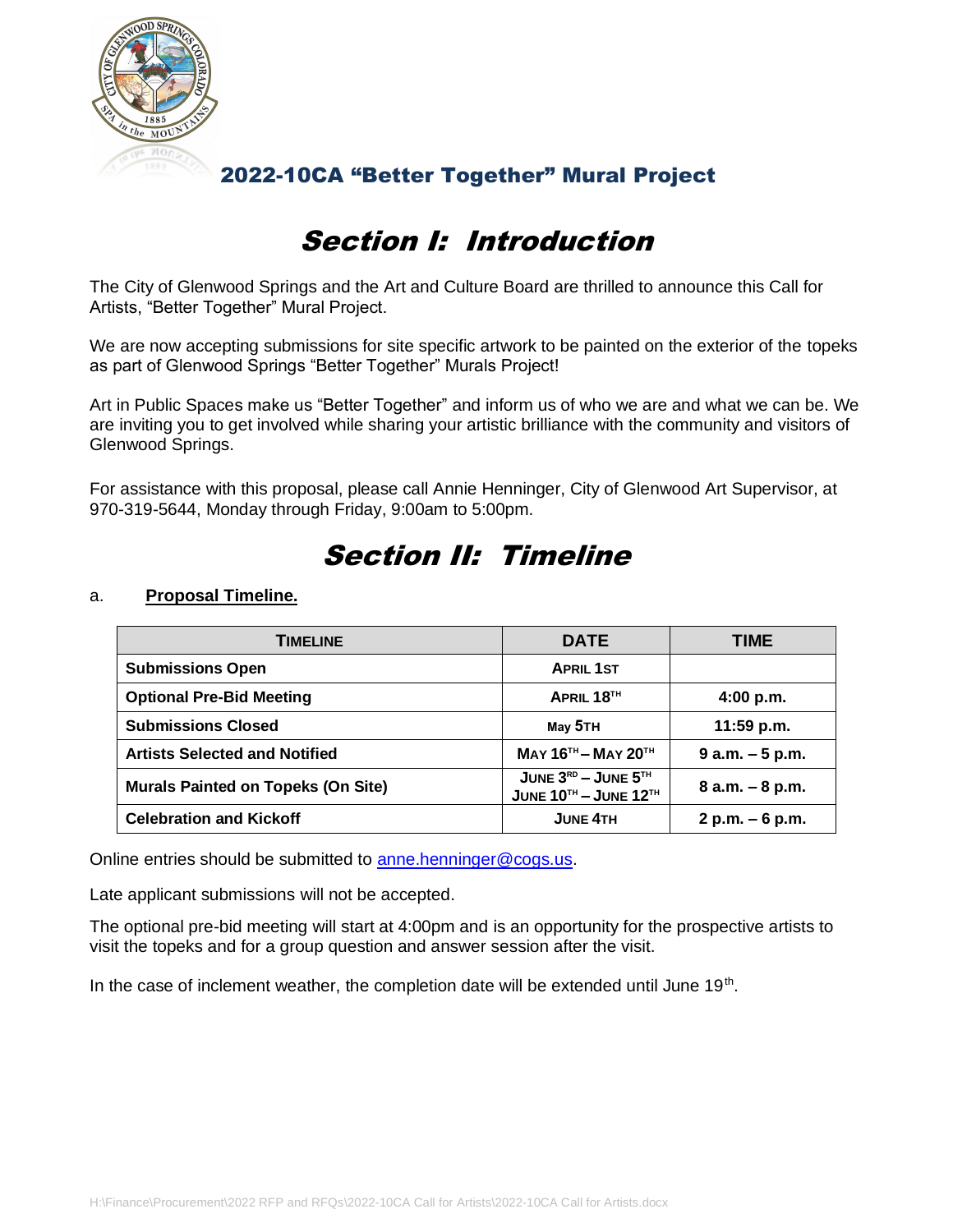## 2022-10CA "Better Together" Mural Project

# Section I: Introduction

The City of Glenwood Springs and the Art and Culture Board are thrilled to announce this Call for Artists, "Better Together" Mural Project.

We are now accepting submissions for site specific artwork to be painted on the exterior of the topeks as part of Glenwood Springs "Better Together" Murals Project!

Art in Public Spaces make us "Better Together" and inform us of who we are and what we can be. We are inviting you to get involved while sharing your artistic brilliance with the community and visitors of Glenwood Springs.

For assistance with this proposal, please call Annie Henninger, City of Glenwood Art Supervisor, at 970-319-5644, Monday through Friday, 9:00am to 5:00pm.

# Section II: Timeline

a. **Proposal Timeline.**

| TIMELINE | DATE | TIME |
|---|---|---|
| **Submissions Open** | **APRIL 1ST** | |
| **Optional Pre-Bid Meeting** | **APRIL 18TH** | **4:00 p.m.** |
| **Submissions Closed** | **May 5TH** | **11:59 p.m.** |
| **Artists Selected and Notified** | **MAY 16TH – MAY 20TH** | **9 a.m. – 5 p.m.** |
| **Murals Painted on Topeks (On Site)** | **JUNE 3RD – JUNE 5TH JUNE 10TH – JUNE 12TH** | **8 a.m. – 8 p.m.** |
| **Celebration and Kickoff** | **JUNE 4TH** | **2 p.m. – 6 p.m.** |

Online entries should be submitted to anne.henninger@cogs.us.

Late applicant submissions will not be accepted.

The optional pre-bid meeting will start at 4:00pm and is an opportunity for the prospective artists to visit the topeks and for a group question and answer session after the visit.

In the case of inclement weather, the completion date will be extended until June 19th.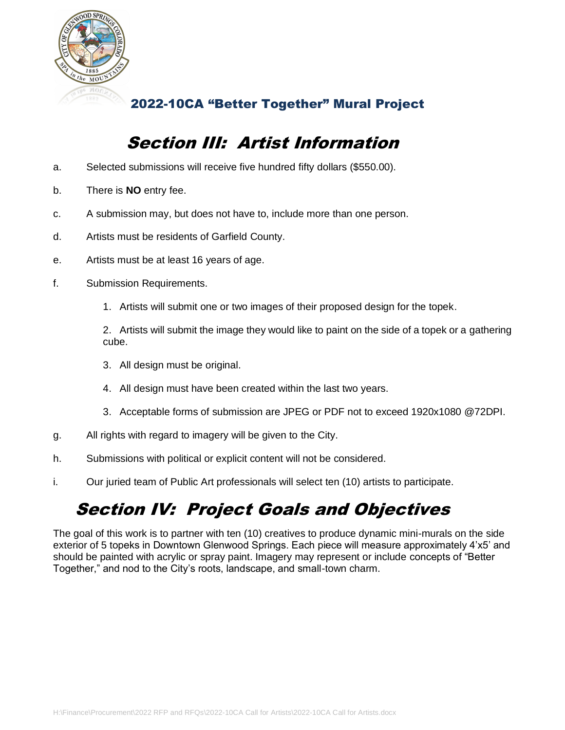## 2022-10CA "Better Together" Mural Project

# Section III: Artist Information

a. Selected submissions will receive five hundred fifty dollars ($550.00).

b. There is **NO** entry fee.

c. A submission may, but does not have to, include more than one person.

d. Artists must be residents of Garfield County.

e. Artists must be at least 16 years of age.

f. Submission Requirements.

   1. Artists will submit one or two images of their proposed design for the topek.

   2. Artists will submit the image they would like to paint on the side of a topek or a gathering cube.

   3. All design must be original.

   4. All design must have been created within the last two years.

   3. Acceptable forms of submission are JPEG or PDF not to exceed 1920x1080 @72DPI.

g. All rights with regard to imagery will be given to the City.

h. Submissions with political or explicit content will not be considered.

i. Our juried team of Public Art professionals will select ten (10) artists to participate.

# Section IV: Project Goals and Objectives

The goal of this work is to partner with ten (10) creatives to produce dynamic mini-murals on the side exterior of 5 topeks in Downtown Glenwood Springs. Each piece will measure approximately 4'x5' and should be painted with acrylic or spray paint. Imagery may represent or include concepts of "Better Together," and nod to the City's roots, landscape, and small-town charm.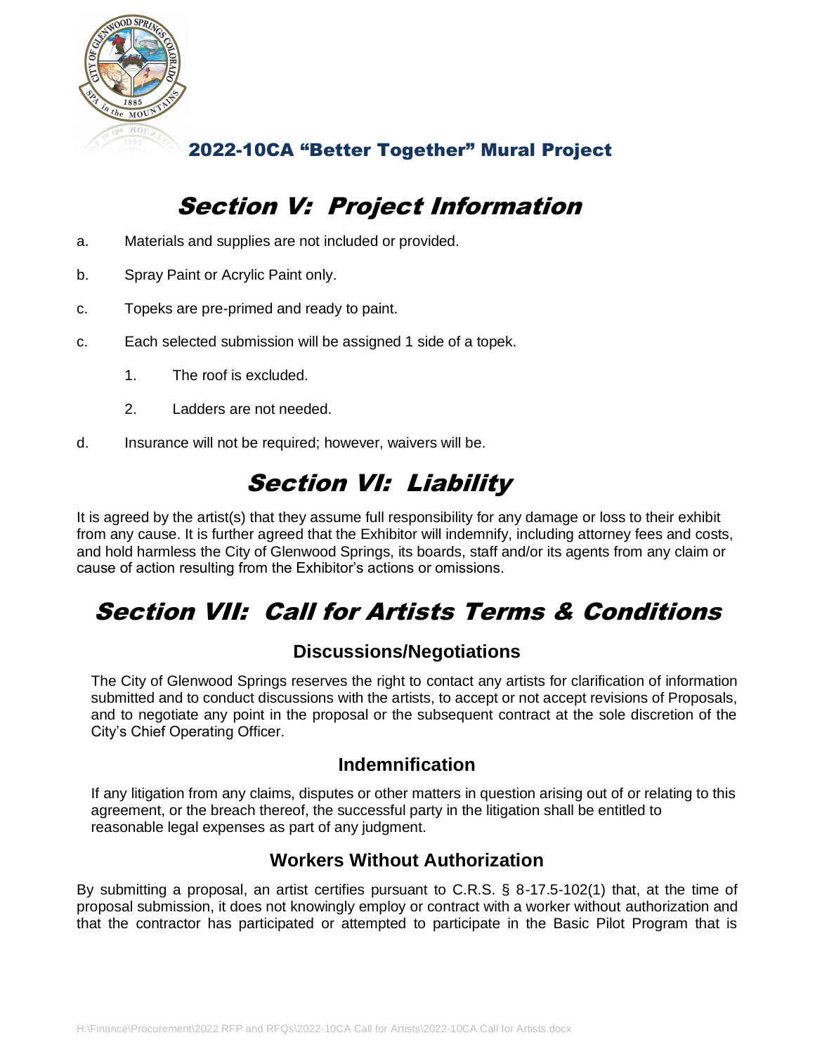## 2022-10CA "Better Together" Mural Project

# Section V: Project Information

a. Materials and supplies are not included or provided.

b. Spray Paint or Acrylic Paint only.

c. Topeks are pre-primed and ready to paint.

c. Each selected submission will be assigned 1 side of a topek.

   1. The roof is excluded.

   2. Ladders are not needed.

d. Insurance will not be required; however, waivers will be.

# Section VI: Liability

It is agreed by the artist(s) that they assume full responsibility for any damage or loss to their exhibit from any cause. It is further agreed that the Exhibitor will indemnify, including attorney fees and costs, and hold harmless the City of Glenwood Springs, its boards, staff and/or its agents from any claim or cause of action resulting from the Exhibitor's actions or omissions.

# Section VII: Call for Artists Terms & Conditions

### Discussions/Negotiations

The City of Glenwood Springs reserves the right to contact any artists for clarification of information submitted and to conduct discussions with the artists, to accept or not accept revisions of Proposals, and to negotiate any point in the proposal or the subsequent contract at the sole discretion of the City's Chief Operating Officer.

### Indemnification

If any litigation from any claims, disputes or other matters in question arising out of or relating to this agreement, or the breach thereof, the successful party in the litigation shall be entitled to reasonable legal expenses as part of any judgment.

### Workers Without Authorization

By submitting a proposal, an artist certifies pursuant to C.R.S. § 8-17.5-102(1) that, at the time of proposal submission, it does not knowingly employ or contract with a worker without authorization and that the contractor has participated or attempted to participate in the Basic Pilot Program that is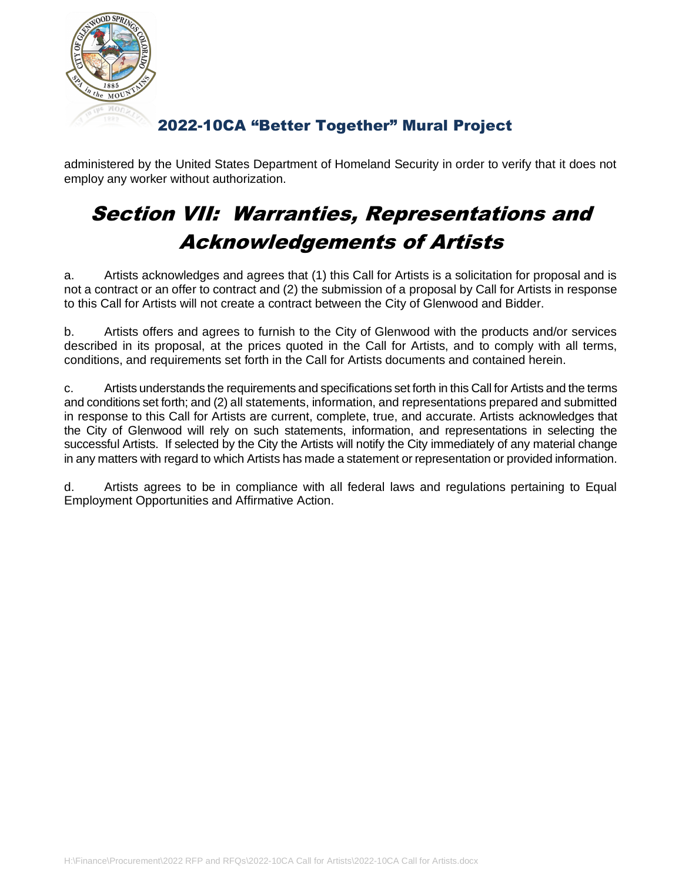administered by the United States Department of Homeland Security in order to verify that it does not employ any worker without authorization.

# Section VII: Warranties, Representations and Acknowledgements of Artists

a. Artists acknowledges and agrees that (1) this Call for Artists is a solicitation for proposal and is not a contract or an offer to contract and (2) the submission of a proposal by Call for Artists in response to this Call for Artists will not create a contract between the City of Glenwood and Bidder.

b. Artists offers and agrees to furnish to the City of Glenwood with the products and/or services described in its proposal, at the prices quoted in the Call for Artists, and to comply with all terms, conditions, and requirements set forth in the Call for Artists documents and contained herein.

c. Artists understands the requirements and specifications set forth in this Call for Artists and the terms and conditions set forth; and (2) all statements, information, and representations prepared and submitted in response to this Call for Artists are current, complete, true, and accurate. Artists acknowledges that the City of Glenwood will rely on such statements, information, and representations in selecting the successful Artists. If selected by the City the Artists will notify the City immediately of any material change in any matters with regard to which Artists has made a statement or representation or provided information.

d. Artists agrees to be in compliance with all federal laws and regulations pertaining to Equal Employment Opportunities and Affirmative Action.